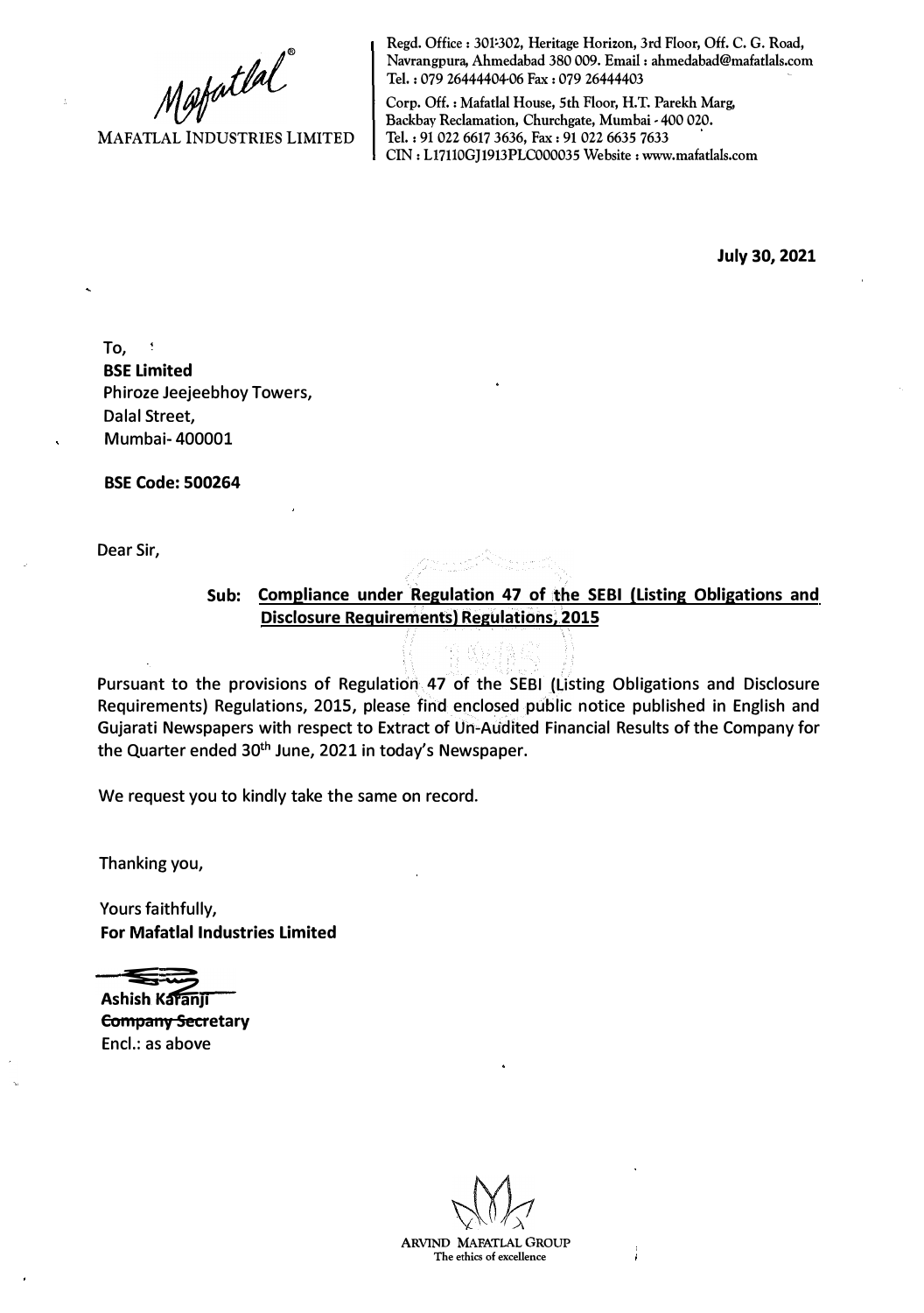MAFATLAL INDUSTRIES LIMITED

Regd. Office : 301-302, Heritage Horizon, 3rd Floor, Off. C. G. Road, Navrangpura, Ahmedabad 380 009. Email : ahmedabad@mafatlals.com
Tel. : 079 26444404-06 Fax : 079 26444403

Corp. Off. : Mafatlal House, 5th Floor, H.T. Parekh Marg, Backbay Reclamation, Churchgate, Mumbai - 400 020.
Tel. : 91 022 6617 3636, Fax : 91 022 6635 7633
CIN : L17110GJ1913PLC000035 Website : www.mafatlals.com

**July 30, 2021**

To,
**BSE Limited**
Phiroze Jeejeebhoy Towers,
Dalal Street,
Mumbai- 400001

**BSE Code: 500264**

Dear Sir,

**Sub: Compliance under Regulation 47 of the SEBI (Listing Obligations and Disclosure Requirements) Regulations, 2015**

Pursuant to the provisions of Regulation 47 of the SEBI (Listing Obligations and Disclosure Requirements) Regulations, 2015, please find enclosed public notice published in English and Gujarati Newspapers with respect to Extract of Un-Audited Financial Results of the Company for the Quarter ended 30th June, 2021 in today's Newspaper.

We request you to kindly take the same on record.

Thanking you,

Yours faithfully,
**For Mafatlal Industries Limited**

**Ashish Karanji**
**Company Secretary**
Encl.: as above

ARVIND MAFATLAL GROUP
The ethics of excellence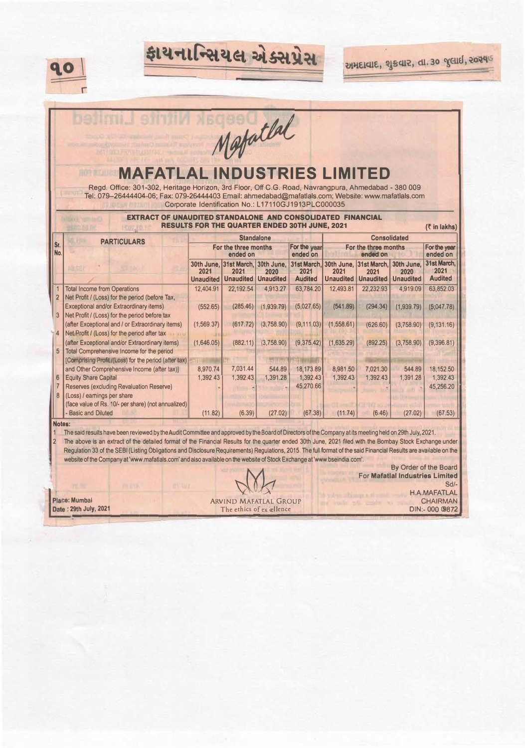# MAFATLAL INDUSTRIES LIMITED

Regd. Office: 301-302, Heritage Horizon, 3rd Floor, Off C.G. Road, Navrangpura, Ahmedabad - 380 009
Tel: 079–26444404-06; Fax: 079-26444403 Email: ahmedabad@mafatlals.com; Website: www.mafatlals.com
Corporate Identification No.: L17110GJ1913PLC000035

**EXTRACT OF UNAUDITED STANDALONE AND CONSOLIDATED FINANCIAL RESULTS FOR THE QUARTER ENDED 30TH JUNE, 2021**

(₹ in lakhs)

| Sr. No. | PARTICULARS | Standalone | | | | Consolidated | | | |
|---|---|---|---|---|---|---|---|---|---|
| | | For the three months ended on | | | For the year ended on | For the three months ended on | | | For the year ended on |
| | | 30th June, 2021 Unaudited | 31st March, 2021 Unaudited | 30th June, 2020 Unaudited | 31st March, 2021 Audited | 30th June, 2021 Unaudited | 31st March, 2021 Unaudited | 30th June, 2020 Unaudited | 31st March, 2021 Audited |
| 1 | Total Income from Operations | 12,404.91 | 22,192.54 | 4,913.27 | 63,784.20 | 12,493.81 | 22,232.93 | 4,919.09 | 63,852.03 |
| 2 | Net Profit / (Loss) for the period (before Tax, Exceptional and/or Extraordinary items) | (552.65) | (285.46) | (1,939.79) | (5,027.65) | (541.89) | (294.34) | (1,939.79) | (5,047.78) |
| 3 | Net Profit / (Loss) for the period before tax (after Exceptional and / or Extraordinary items) | (1,569.37) | (617.72) | (3,758.90) | (9,111.03) | (1,558.61) | (626.60) | (3,758.90) | (9,131.16) |
| 4 | Net Profit / (Loss) for the period after tax (after Exceptional and/or Extraordinary items) | (1,646.05) | (882.11) | (3,758.90) | (9,375.42) | (1,635.29) | (892.25) | (3,758.90) | (9,396.81) |
| 5 | Total Comprehensive Income for the period [Comprising Profit /(Loss) for the period (after tax) and Other Comprehensive Income (after tax)] | 8,970.74 | 7,031.44 | 544.89 | 18,173.89 | 8,981.50 | 7,021.30 | 544.89 | 18,152.50 |
| 6 | Equity Share Capital | 1,392.43 | 1,392.43 | 1,391.28 | 1,392.43 | 1,392.43 | 1,392.43 | 1,391.28 | 1,392.43 |
| 7 | Reserves (excluding Revaluation Reserve) | - | - | - | 45,270.66 | - | - | - | 45,256.20 |
| 8 | (Loss) / earnings per share (face value of Rs. 10/- per share) (not annualized) - Basic and Diluted | (11.82) | (6.39) | (27.02) | (67.38) | (11.74) | (6.46) | (27.02) | (67.53) |

**Notes:**

1. The said results have been reviewed by the Audit Committee and approved by the Board of Directors of the Company at its meeting held on 29th July, 2021.
2. The above is an extract of the detailed format of the Financial Results for the quarter ended 30th June, 2021 filed with the Bombay Stock Exchange under Regulation 33 of the SEBI (Listing Obligations and Disclosure Requirements) Regulations, 2015. The full format of the said Financial Results are available on the website of the Company at 'www.mafatlals.com' and also available on the website of Stock Exchange at 'www.bseindia.com'.

By Order of the Board
**For Mafatlal Industries Limited**
Sd/-
H.A.MAFATLAL
CHAIRMAN
DIN:- 000 09872

Place: Mumbai
Date : 29th July, 2021

ARVIND MAFATLAL GROUP
The ethics of excellence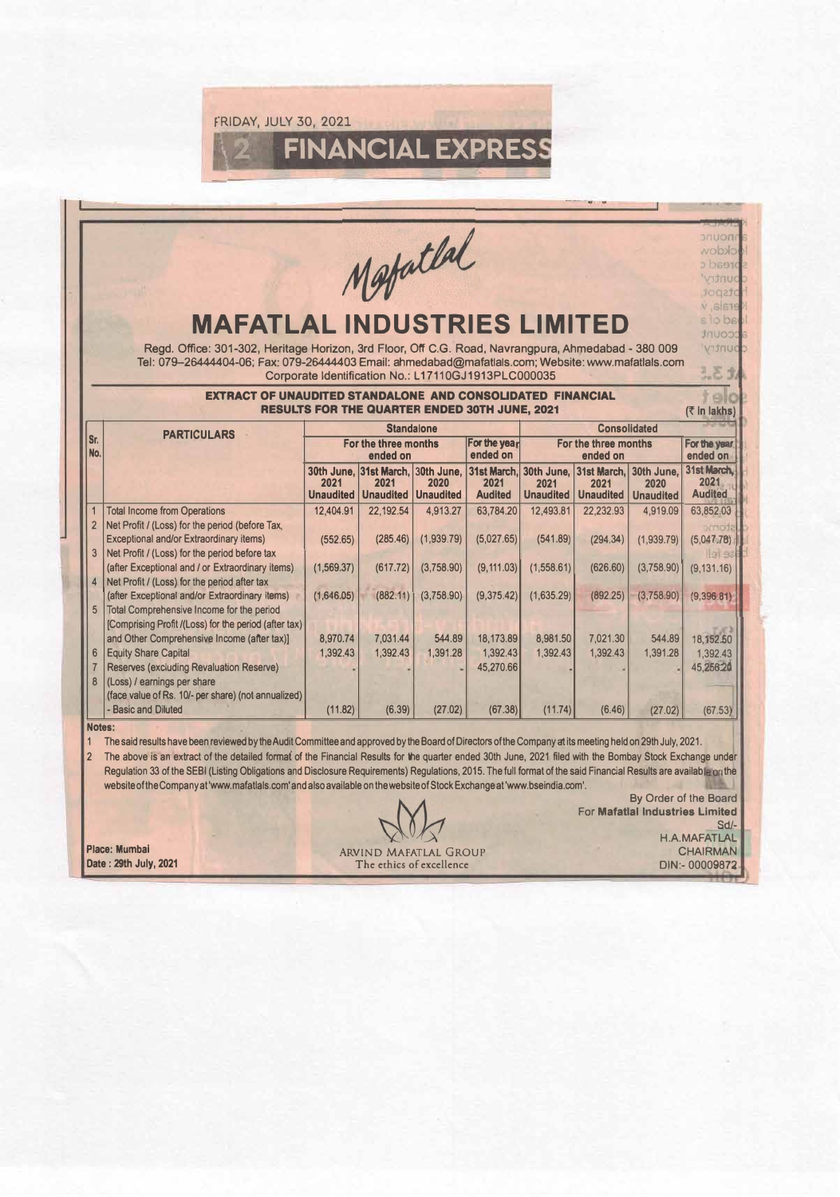FRIDAY, JULY 30, 2021

FINANCIAL EXPRESS

Mafatlal

# MAFATLAL INDUSTRIES LIMITED

Regd. Office: 301-302, Heritage Horizon, 3rd Floor, Off C.G. Road, Navrangpura, Ahmedabad - 380 009
Tel: 079–26444404-06; Fax: 079-26444403 Email: ahmedabad@mafatlals.com; Website: www.mafatlals.com
Corporate Identification No.: L17110GJ1913PLC000035

## EXTRACT OF UNAUDITED STANDALONE AND CONSOLIDATED FINANCIAL RESULTS FOR THE QUARTER ENDED 30TH JUNE, 2021

(₹ in lakhs)

| Sr. No. | PARTICULARS | Standalone | | | | Consolidated | | | |
|---|---|---|---|---|---|---|---|---|---|
| | | For the three months ended on | | | For the year ended on | For the three months ended on | | | For the year ended on |
| | | 30th June, 2021 Unaudited | 31st March, 2021 Unaudited | 30th June, 2020 Unaudited | 31st March, 2021 Audited | 30th June, 2021 Unaudited | 31st March, 2021 Unaudited | 30th June, 2020 Unaudited | 31st March, 2021 Audited |
| 1 | Total Income from Operations | 12,404.91 | 22,192.54 | 4,913.27 | 63,784.20 | 12,493.81 | 22,232.93 | 4,919.09 | 63,852.03 |
| 2 | Net Profit / (Loss) for the period (before Tax, Exceptional and/or Extraordinary items) | (552.65) | (285.46) | (1,939.79) | (5,027.65) | (541.89) | (294.34) | (1,939.79) | (5,047.78) |
| 3 | Net Profit / (Loss) for the period before tax (after Exceptional and / or Extraordinary items) | (1,569.37) | (617.72) | (3,758.90) | (9,111.03) | (1,558.61) | (626.60) | (3,758.90) | (9,131.16) |
| 4 | Net Profit / (Loss) for the period after tax (after Exceptional and/or Extraordinary items) | (1,646.05) | (882.11) | (3,758.90) | (9,375.42) | (1,635.29) | (892.25) | (3,758.90) | (9,396.81) |
| 5 | Total Comprehensive Income for the period [Comprising Profit /(Loss) for the period (after tax) and Other Comprehensive Income (after tax)] | 8,970.74 | 7,031.44 | 544.89 | 18,173.89 | 8,981.50 | 7,021.30 | 544.89 | 18,152.50 |
| 6 | Equity Share Capital | 1,392.43 | 1,392.43 | 1,391.28 | 1,392.43 | 1,392.43 | 1,392.43 | 1,391.28 | 1,392.43 |
| 7 | Reserves (excluding Revaluation Reserve) | - | - | - | 45,270.66 | - | - | - | 45,256.20 |
| 8 | (Loss) / earnings per share (face value of Rs. 10/- per share) (not annualized) - Basic and Diluted | (11.82) | (6.39) | (27.02) | (67.38) | (11.74) | (6.46) | (27.02) | (67.53) |

**Notes:**

1. The said results have been reviewed by the Audit Committee and approved by the Board of Directors of the Company at its meeting held on 29th July, 2021.
2. The above is an extract of the detailed format of the Financial Results for the quarter ended 30th June, 2021 filed with the Bombay Stock Exchange under Regulation 33 of the SEBI (Listing Obligations and Disclosure Requirements) Regulations, 2015. The full format of the said Financial Results are available on the website of the Company at 'www.mafatlals.com' and also available on the website of Stock Exchange at 'www.bseindia.com'.

By Order of the Board
For **Mafatlal Industries Limited**
Sd/-
H.A.MAFATLAL
CHAIRMAN
DIN:- 00009872

**Place: Mumbai**
**Date : 29th July, 2021**

ARVIND MAFATLAL GROUP
The ethics of excellence